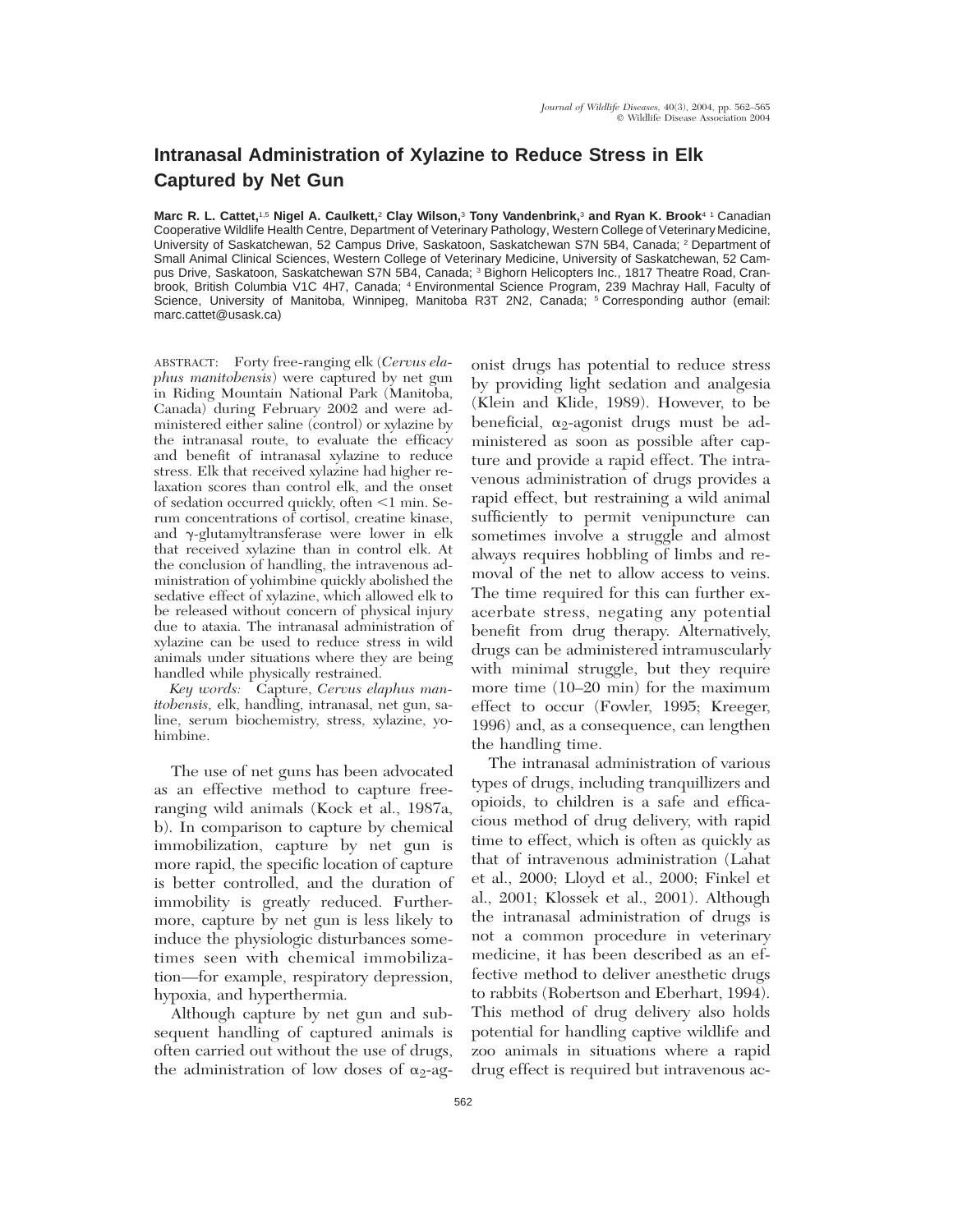# Intranasal Administration of Xylazine to Reduce Stress in Elk Captured by Net Gun

**Marc R. L. Cattet,**[1,5] **Nigel A. Caulkett,**[2] **Clay Wilson,**[3] **Tony Vandenbrink,**[3] **and Ryan K. Brook**[4] [1] Canadian Cooperative Wildlife Health Centre, Department of Veterinary Pathology, Western College of Veterinary Medicine, University of Saskatchewan, 52 Campus Drive, Saskatoon, Saskatchewan S7N 5B4, Canada; [2] Department of Small Animal Clinical Sciences, Western College of Veterinary Medicine, University of Saskatchewan, 52 Campus Drive, Saskatoon, Saskatchewan S7N 5B4, Canada; [3] Bighorn Helicopters Inc., 1817 Theatre Road, Cranbrook, British Columbia V1C 4H7, Canada; [4] Environmental Science Program, 239 Machray Hall, Faculty of Science, University of Manitoba, Winnipeg, Manitoba R3T 2N2, Canada; [5] Corresponding author (email: marc.cattet@usask.ca)

ABSTRACT: Forty free-ranging elk (*Cervus elaphus manitobensis*) were captured by net gun in Riding Mountain National Park (Manitoba, Canada) during February 2002 and were administered either saline (control) or xylazine by the intranasal route, to evaluate the efficacy and benefit of intranasal xylazine to reduce stress. Elk that received xylazine had higher relaxation scores than control elk, and the onset of sedation occurred quickly, often <1 min. Serum concentrations of cortisol, creatine kinase, and $\gamma$-glutamyltransferase were lower in elk that received xylazine than in control elk. At the conclusion of handling, the intravenous administration of yohimbine quickly abolished the sedative effect of xylazine, which allowed elk to be released without concern of physical injury due to ataxia. The intranasal administration of xylazine can be used to reduce stress in wild animals under situations where they are being handled while physically restrained.

*Key words:* Capture, *Cervus elaphus manitobensis,* elk, handling, intranasal, net gun, saline, serum biochemistry, stress, xylazine, yohimbine.

The use of net guns has been advocated as an effective method to capture free-ranging wild animals (Kock et al., 1987a, b). In comparison to capture by chemical immobilization, capture by net gun is more rapid, the specific location of capture is better controlled, and the duration of immobility is greatly reduced. Furthermore, capture by net gun is less likely to induce the physiologic disturbances sometimes seen with chemical immobilization—for example, respiratory depression, hypoxia, and hyperthermia.

Although capture by net gun and subsequent handling of captured animals is often carried out without the use of drugs, the administration of low doses of $\alpha_2$-agonist drugs has potential to reduce stress by providing light sedation and analgesia (Klein and Klide, 1989). However, to be beneficial, $\alpha_2$-agonist drugs must be administered as soon as possible after capture and provide a rapid effect. The intravenous administration of drugs provides a rapid effect, but restraining a wild animal sufficiently to permit venipuncture can sometimes involve a struggle and almost always requires hobbling of limbs and removal of the net to allow access to veins. The time required for this can further exacerbate stress, negating any potential benefit from drug therapy. Alternatively, drugs can be administered intramuscularly with minimal struggle, but they require more time (10–20 min) for the maximum effect to occur (Fowler, 1995; Kreeger, 1996) and, as a consequence, can lengthen the handling time.

The intranasal administration of various types of drugs, including tranquillizers and opioids, to children is a safe and efficacious method of drug delivery, with rapid time to effect, which is often as quickly as that of intravenous administration (Lahat et al., 2000; Lloyd et al., 2000; Finkel et al., 2001; Klossek et al., 2001). Although the intranasal administration of drugs is not a common procedure in veterinary medicine, it has been described as an effective method to deliver anesthetic drugs to rabbits (Robertson and Eberhart, 1994). This method of drug delivery also holds potential for handling captive wildlife and zoo animals in situations where a rapid drug effect is required but intravenous ac-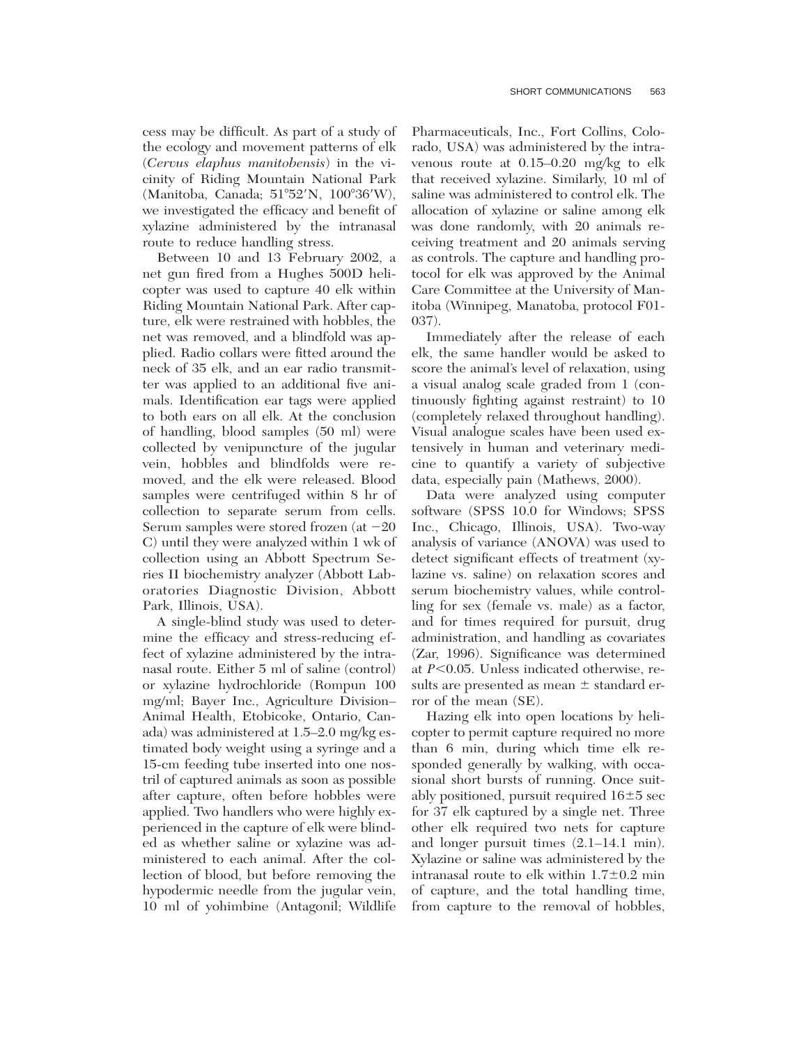cess may be difficult. As part of a study of the ecology and movement patterns of elk (*Cervus elaphus manitobensis*) in the vicinity of Riding Mountain National Park (Manitoba, Canada; 51°52′N, 100°36′W), we investigated the efficacy and benefit of xylazine administered by the intranasal route to reduce handling stress.

Between 10 and 13 February 2002, a net gun fired from a Hughes 500D helicopter was used to capture 40 elk within Riding Mountain National Park. After capture, elk were restrained with hobbles, the net was removed, and a blindfold was applied. Radio collars were fitted around the neck of 35 elk, and an ear radio transmitter was applied to an additional five animals. Identification ear tags were applied to both ears on all elk. At the conclusion of handling, blood samples (50 ml) were collected by venipuncture of the jugular vein, hobbles and blindfolds were removed, and the elk were released. Blood samples were centrifuged within 8 hr of collection to separate serum from cells. Serum samples were stored frozen (at −20 C) until they were analyzed within 1 wk of collection using an Abbott Spectrum Series II biochemistry analyzer (Abbott Laboratories Diagnostic Division, Abbott Park, Illinois, USA).

A single-blind study was used to determine the efficacy and stress-reducing effect of xylazine administered by the intranasal route. Either 5 ml of saline (control) or xylazine hydrochloride (Rompun 100 mg/ml; Bayer Inc., Agriculture Division–Animal Health, Etobicoke, Ontario, Canada) was administered at 1.5–2.0 mg/kg estimated body weight using a syringe and a 15-cm feeding tube inserted into one nostril of captured animals as soon as possible after capture, often before hobbles were applied. Two handlers who were highly experienced in the capture of elk were blinded as whether saline or xylazine was administered to each animal. After the collection of blood, but before removing the hypodermic needle from the jugular vein, 10 ml of yohimbine (Antagonil; Wildlife Pharmaceuticals, Inc., Fort Collins, Colorado, USA) was administered by the intravenous route at 0.15–0.20 mg/kg to elk that received xylazine. Similarly, 10 ml of saline was administered to control elk. The allocation of xylazine or saline among elk was done randomly, with 20 animals receiving treatment and 20 animals serving as controls. The capture and handling protocol for elk was approved by the Animal Care Committee at the University of Manitoba (Winnipeg, Manatoba, protocol F01-037).

Immediately after the release of each elk, the same handler would be asked to score the animal's level of relaxation, using a visual analog scale graded from 1 (continuously fighting against restraint) to 10 (completely relaxed throughout handling). Visual analogue scales have been used extensively in human and veterinary medicine to quantify a variety of subjective data, especially pain (Mathews, 2000).

Data were analyzed using computer software (SPSS 10.0 for Windows; SPSS Inc., Chicago, Illinois, USA). Two-way analysis of variance (ANOVA) was used to detect significant effects of treatment (xylazine vs. saline) on relaxation scores and serum biochemistry values, while controlling for sex (female vs. male) as a factor, and for times required for pursuit, drug administration, and handling as covariates (Zar, 1996). Significance was determined at $P<0.05$. Unless indicated otherwise, results are presented as mean ± standard error of the mean (SE).

Hazing elk into open locations by helicopter to permit capture required no more than 6 min, during which time elk responded generally by walking, with occasional short bursts of running. Once suitably positioned, pursuit required 16±5 sec for 37 elk captured by a single net. Three other elk required two nets for capture and longer pursuit times (2.1–14.1 min). Xylazine or saline was administered by the intranasal route to elk within 1.7±0.2 min of capture, and the total handling time, from capture to the removal of hobbles,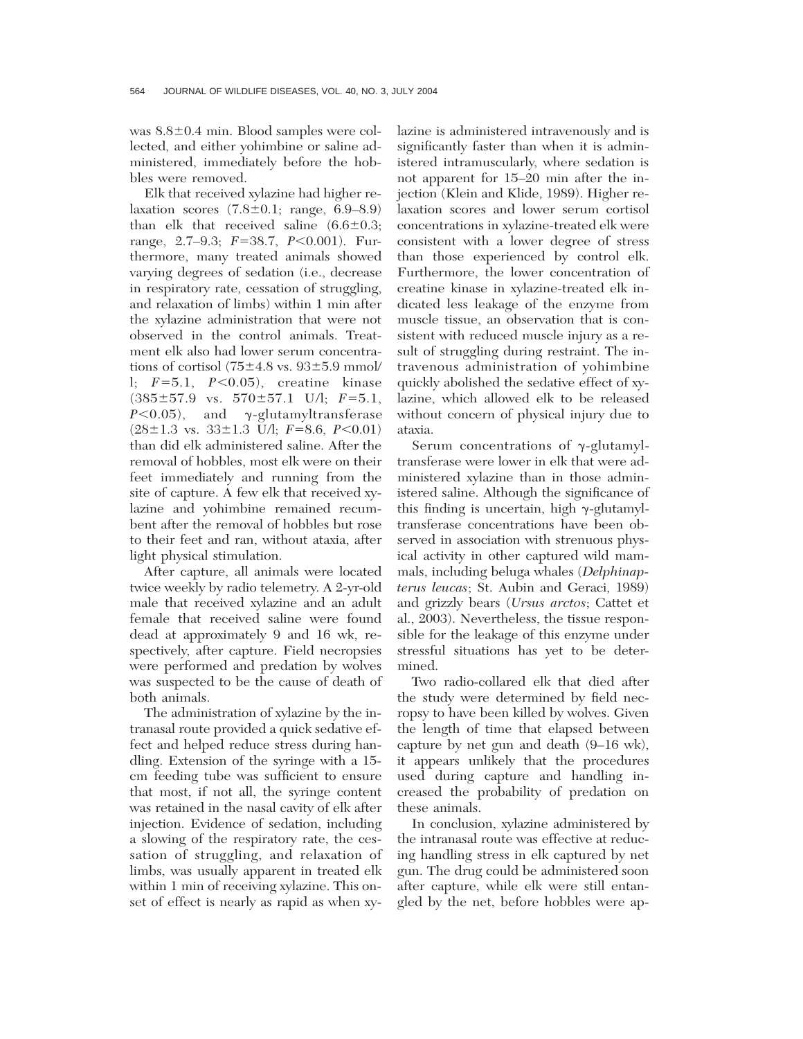was 8.8±0.4 min. Blood samples were collected, and either yohimbine or saline administered, immediately before the hobbles were removed.

Elk that received xylazine had higher relaxation scores (7.8±0.1; range, 6.9–8.9) than elk that received saline (6.6±0.3; range, 2.7–9.3; $F$=38.7, $P$<0.001). Furthermore, many treated animals showed varying degrees of sedation (i.e., decrease in respiratory rate, cessation of struggling, and relaxation of limbs) within 1 min after the xylazine administration that were not observed in the control animals. Treatment elk also had lower serum concentrations of cortisol (75±4.8 vs. 93±5.9 mmol/l; $F$=5.1, $P$<0.05), creatine kinase (385±57.9 vs. 570±57.1 U/l; $F$=5.1, $P$<0.05), and γ-glutamyltransferase (28±1.3 vs. 33±1.3 U/l; $F$=8.6, $P$<0.01) than did elk administered saline. After the removal of hobbles, most elk were on their feet immediately and running from the site of capture. A few elk that received xylazine and yohimbine remained recumbent after the removal of hobbles but rose to their feet and ran, without ataxia, after light physical stimulation.

After capture, all animals were located twice weekly by radio telemetry. A 2-yr-old male that received xylazine and an adult female that received saline were found dead at approximately 9 and 16 wk, respectively, after capture. Field necropsies were performed and predation by wolves was suspected to be the cause of death of both animals.

The administration of xylazine by the intranasal route provided a quick sedative effect and helped reduce stress during handling. Extension of the syringe with a 15-cm feeding tube was sufficient to ensure that most, if not all, the syringe content was retained in the nasal cavity of elk after injection. Evidence of sedation, including a slowing of the respiratory rate, the cessation of struggling, and relaxation of limbs, was usually apparent in treated elk within 1 min of receiving xylazine. This onset of effect is nearly as rapid as when xylazine is administered intravenously and is significantly faster than when it is administered intramuscularly, where sedation is not apparent for 15–20 min after the injection (Klein and Klide, 1989). Higher relaxation scores and lower serum cortisol concentrations in xylazine-treated elk were consistent with a lower degree of stress than those experienced by control elk. Furthermore, the lower concentration of creatine kinase in xylazine-treated elk indicated less leakage of the enzyme from muscle tissue, an observation that is consistent with reduced muscle injury as a result of struggling during restraint. The intravenous administration of yohimbine quickly abolished the sedative effect of xylazine, which allowed elk to be released without concern of physical injury due to ataxia.

Serum concentrations of γ-glutamyltransferase were lower in elk that were administered xylazine than in those administered saline. Although the significance of this finding is uncertain, high γ-glutamyltransferase concentrations have been observed in association with strenuous physical activity in other captured wild mammals, including beluga whales (*Delphinapterus leucas*; St. Aubin and Geraci, 1989) and grizzly bears (*Ursus arctos*; Cattet et al., 2003). Nevertheless, the tissue responsible for the leakage of this enzyme under stressful situations has yet to be determined.

Two radio-collared elk that died after the study were determined by field necropsy to have been killed by wolves. Given the length of time that elapsed between capture by net gun and death (9–16 wk), it appears unlikely that the procedures used during capture and handling increased the probability of predation on these animals.

In conclusion, xylazine administered by the intranasal route was effective at reducing handling stress in elk captured by net gun. The drug could be administered soon after capture, while elk were still entangled by the net, before hobbles were ap-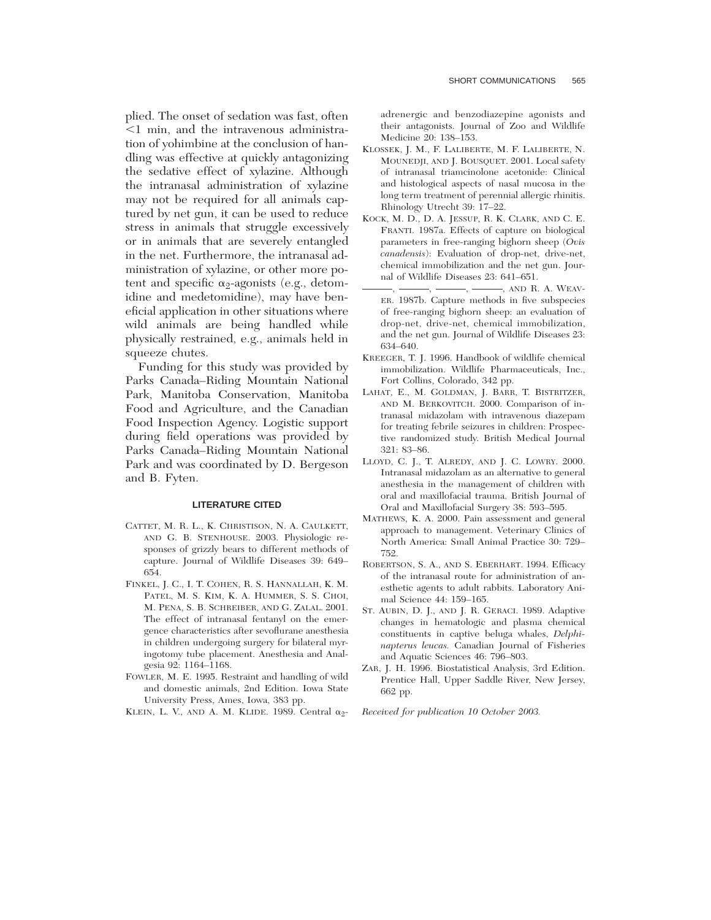plied. The onset of sedation was fast, often <1 min, and the intravenous administration of yohimbine at the conclusion of handling was effective at quickly antagonizing the sedative effect of xylazine. Although the intranasal administration of xylazine may not be required for all animals captured by net gun, it can be used to reduce stress in animals that struggle excessively or in animals that are severely entangled in the net. Furthermore, the intranasal administration of xylazine, or other more potent and specific $\alpha_2$-agonists (e.g., detomidine and medetomidine), may have beneficial application in other situations where wild animals are being handled while physically restrained, e.g., animals held in squeeze chutes.

Funding for this study was provided by Parks Canada–Riding Mountain National Park, Manitoba Conservation, Manitoba Food and Agriculture, and the Canadian Food Inspection Agency. Logistic support during field operations was provided by Parks Canada–Riding Mountain National Park and was coordinated by D. Bergeson and B. Fyten.

## LITERATURE CITED

CATTET, M. R. L., K. CHRISTISON, N. A. CAULKETT, AND G. B. STENHOUSE. 2003. Physiologic responses of grizzly bears to different methods of capture. Journal of Wildlife Diseases 39: 649–654.

FINKEL, J. C., I. T. COHEN, R. S. HANNALLAH, K. M. PATEL, M. S. KIM, K. A. HUMMER, S. S. CHOI, M. PENA, S. B. SCHREIBER, AND G. ZALAL. 2001. The effect of intranasal fentanyl on the emergence characteristics after sevoflurane anesthesia in children undergoing surgery for bilateral myringotomy tube placement. Anesthesia and Analgesia 92: 1164–1168.

FOWLER, M. E. 1995. Restraint and handling of wild and domestic animals, 2nd Edition. Iowa State University Press, Ames, Iowa, 383 pp.

KLEIN, L. V., AND A. M. KLIDE. 1989. Central $\alpha_2$-adrenergic and benzodiazepine agonists and their antagonists. Journal of Zoo and Wildlife Medicine 20: 138–153.

KLOSSEK, J. M., F. LALIBERTE, M. F. LALIBERTE, N. MOUNEDJI, AND J. BOUSQUET. 2001. Local safety of intranasal triamcinolone acetonide: Clinical and histological aspects of nasal mucosa in the long term treatment of perennial allergic rhinitis. Rhinology Utrecht 39: 17–22.

KOCK, M. D., D. A. JESSUP, R. K. CLARK, AND C. E. FRANTI. 1987a. Effects of capture on biological parameters in free-ranging bighorn sheep (*Ovis canadensis*): Evaluation of drop-net, drive-net, chemical immobilization and the net gun. Journal of Wildlife Diseases 23: 641–651.

———, ———, ———, ———, AND R. A. WEAVER. 1987b. Capture methods in five subspecies of free-ranging bighorn sheep: an evaluation of drop-net, drive-net, chemical immobilization, and the net gun. Journal of Wildlife Diseases 23: 634–640.

KREEGER, T. J. 1996. Handbook of wildlife chemical immobilization. Wildlife Pharmaceuticals, Inc., Fort Collins, Colorado, 342 pp.

LAHAT, E., M. GOLDMAN, J. BARR, T. BISTRITZER, AND M. BERKOVITCH. 2000. Comparison of intranasal midazolam with intravenous diazepam for treating febrile seizures in children: Prospective randomized study. British Medical Journal 321: 83–86.

LLOYD, C. J., T. ALREDY, AND J. C. LOWRY. 2000. Intranasal midazolam as an alternative to general anesthesia in the management of children with oral and maxillofacial trauma. British Journal of Oral and Maxillofacial Surgery 38: 593–595.

MATHEWS, K. A. 2000. Pain assessment and general approach to management. Veterinary Clinics of North America: Small Animal Practice 30: 729–752.

ROBERTSON, S. A., AND S. EBERHART. 1994. Efficacy of the intranasal route for administration of anesthetic agents to adult rabbits. Laboratory Animal Science 44: 159–165.

ST. AUBIN, D. J., AND J. R. GERACI. 1989. Adaptive changes in hematologic and plasma chemical constituents in captive beluga whales, *Delphinapterus leucas.* Canadian Journal of Fisheries and Aquatic Sciences 46: 796–803.

ZAR, J. H. 1996. Biostatistical Analysis, 3rd Edition. Prentice Hall, Upper Saddle River, New Jersey, 662 pp.

*Received for publication 10 October 2003.*